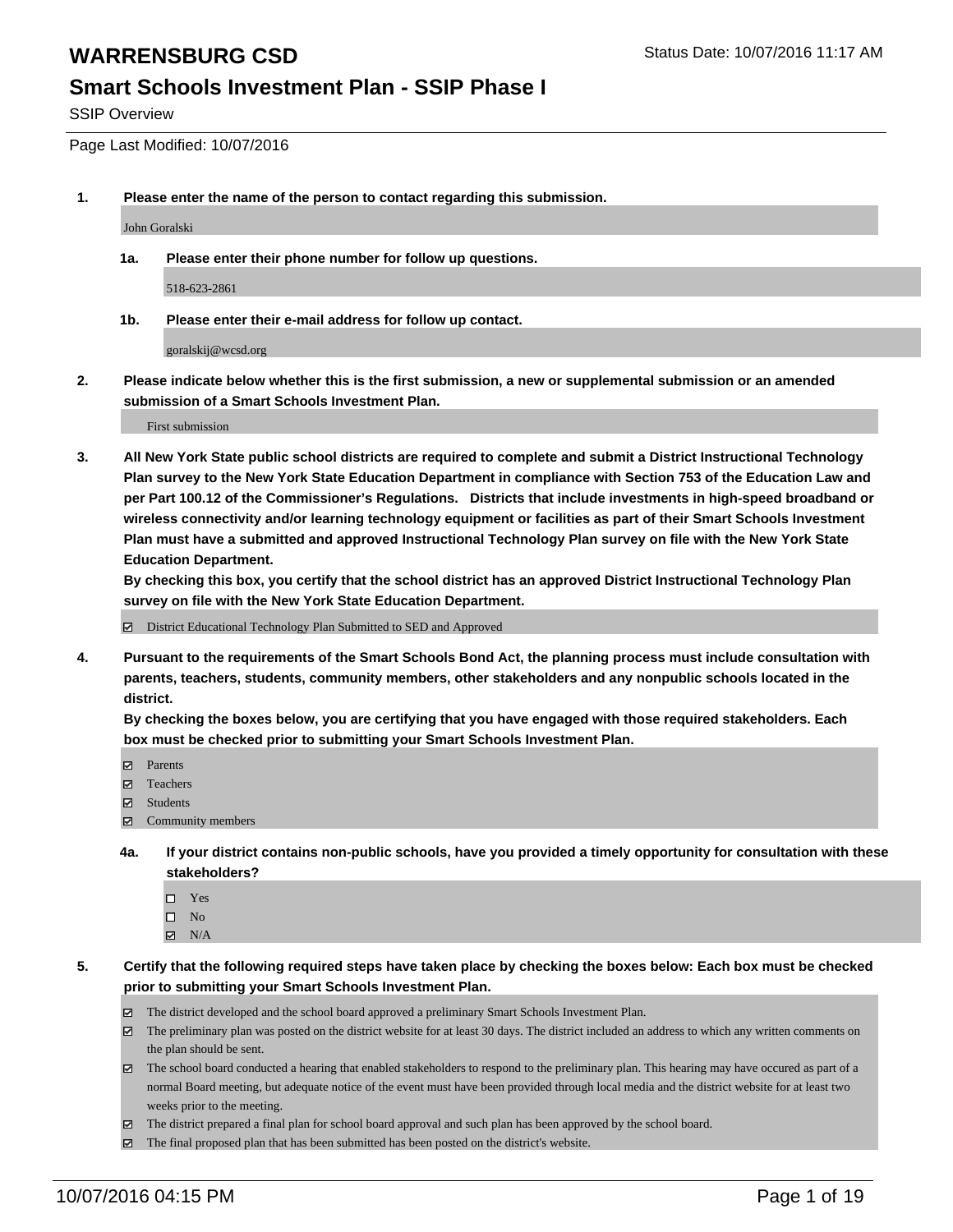# WARRENSBURG CSD

Status Date: 10/07/2016 11:17 AM

## Smart Schools Investment Plan - SSIP Phase I

SSIP Overview

Page Last Modified: 10/07/2016

**1. Please enter the name of the person to contact regarding this submission.**

John Goralski

**1a. Please enter their phone number for follow up questions.**

518-623-2861

**1b. Please enter their e-mail address for follow up contact.**

goralskij@wcsd.org

**2. Please indicate below whether this is the first submission, a new or supplemental submission or an amended submission of a Smart Schools Investment Plan.**

First submission

**3. All New York State public school districts are required to complete and submit a District Instructional Technology Plan survey to the New York State Education Department in compliance with Section 753 of the Education Law and per Part 100.12 of the Commissioner's Regulations. Districts that include investments in high-speed broadband or wireless connectivity and/or learning technology equipment or facilities as part of their Smart Schools Investment Plan must have a submitted and approved Instructional Technology Plan survey on file with the New York State Education Department.**

**By checking this box, you certify that the school district has an approved District Instructional Technology Plan survey on file with the New York State Education Department.**

- ☑ District Educational Technology Plan Submitted to SED and Approved

**4. Pursuant to the requirements of the Smart Schools Bond Act, the planning process must include consultation with parents, teachers, students, community members, other stakeholders and any nonpublic schools located in the district.**

**By checking the boxes below, you are certifying that you have engaged with those required stakeholders. Each box must be checked prior to submitting your Smart Schools Investment Plan.**

- ☑ Parents
- ☑ Teachers
- ☑ Students
- ☑ Community members

**4a. If your district contains non-public schools, have you provided a timely opportunity for consultation with these stakeholders?**

- ☐ Yes
- ☐ No
- ☑ N/A

**5. Certify that the following required steps have taken place by checking the boxes below: Each box must be checked prior to submitting your Smart Schools Investment Plan.**

- ☑ The district developed and the school board approved a preliminary Smart Schools Investment Plan.
- ☑ The preliminary plan was posted on the district website for at least 30 days. The district included an address to which any written comments on the plan should be sent.
- ☑ The school board conducted a hearing that enabled stakeholders to respond to the preliminary plan. This hearing may have occured as part of a normal Board meeting, but adequate notice of the event must have been provided through local media and the district website for at least two weeks prior to the meeting.
- ☑ The district prepared a final plan for school board approval and such plan has been approved by the school board.
- ☑ The final proposed plan that has been submitted has been posted on the district's website.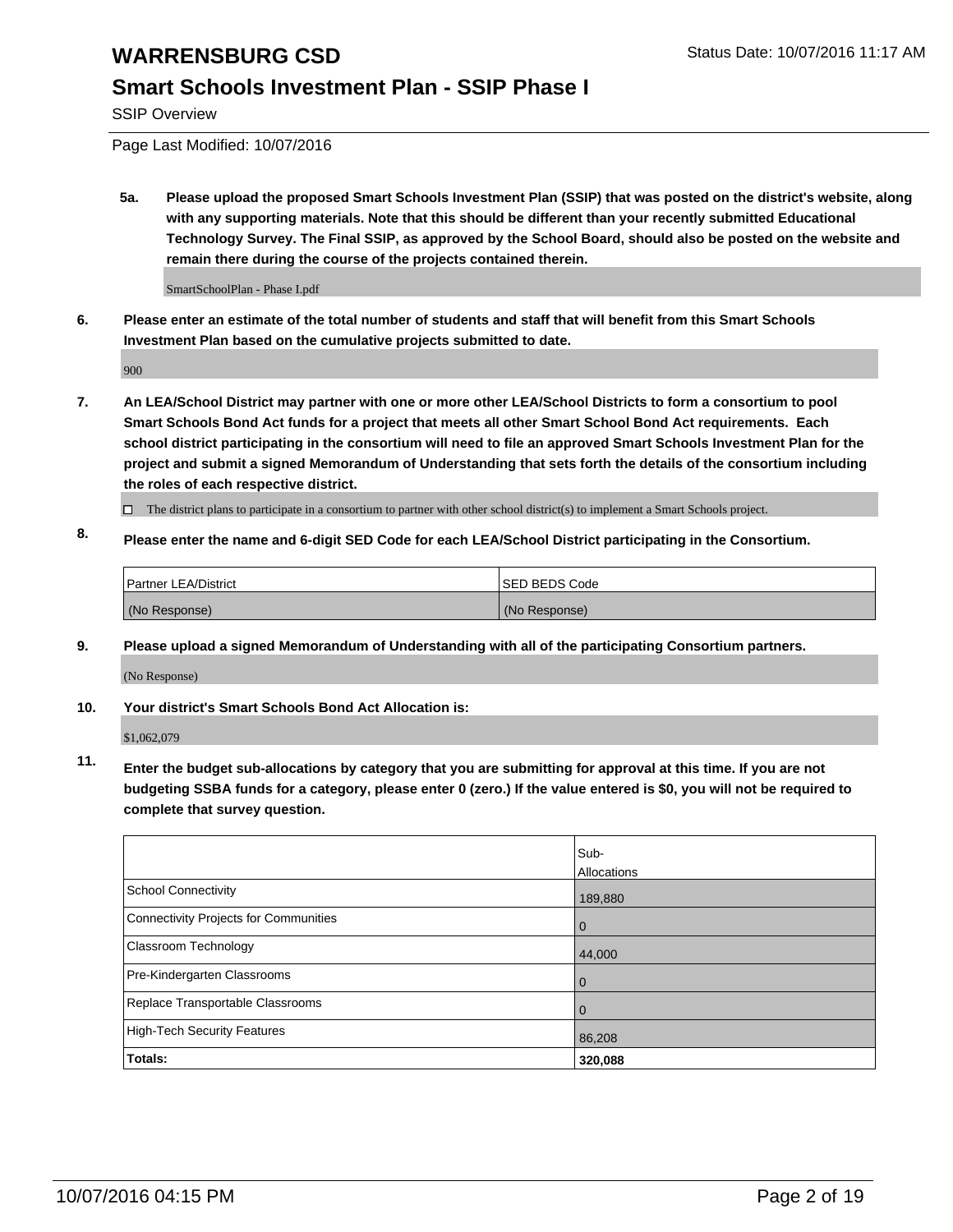# WARRENSBURG CSD

Status Date: 10/07/2016 11:17 AM

## Smart Schools Investment Plan - SSIP Phase I

SSIP Overview

Page Last Modified: 10/07/2016

**5a. Please upload the proposed Smart Schools Investment Plan (SSIP) that was posted on the district's website, along with any supporting materials. Note that this should be different than your recently submitted Educational Technology Survey. The Final SSIP, as approved by the School Board, should also be posted on the website and remain there during the course of the projects contained therein.**

SmartSchoolPlan - Phase I.pdf

**6. Please enter an estimate of the total number of students and staff that will benefit from this Smart Schools Investment Plan based on the cumulative projects submitted to date.**

900

**7. An LEA/School District may partner with one or more other LEA/School Districts to form a consortium to pool Smart Schools Bond Act funds for a project that meets all other Smart School Bond Act requirements. Each school district participating in the consortium will need to file an approved Smart Schools Investment Plan for the project and submit a signed Memorandum of Understanding that sets forth the details of the consortium including the roles of each respective district.**

☐ The district plans to participate in a consortium to partner with other school district(s) to implement a Smart Schools project.

**8. Please enter the name and 6-digit SED Code for each LEA/School District participating in the Consortium.**

| Partner LEA/District | SED BEDS Code |
|---|---|
| (No Response) | (No Response) |

**9. Please upload a signed Memorandum of Understanding with all of the participating Consortium partners.**

(No Response)

**10. Your district's Smart Schools Bond Act Allocation is:**

$1,062,079

**11. Enter the budget sub-allocations by category that you are submitting for approval at this time. If you are not budgeting SSBA funds for a category, please enter 0 (zero.) If the value entered is $0, you will not be required to complete that survey question.**

| | Sub-Allocations |
|---|---|
| School Connectivity | 189,880 |
| Connectivity Projects for Communities | 0 |
| Classroom Technology | 44,000 |
| Pre-Kindergarten Classrooms | 0 |
| Replace Transportable Classrooms | 0 |
| High-Tech Security Features | 86,208 |
| **Totals:** | **320,088** |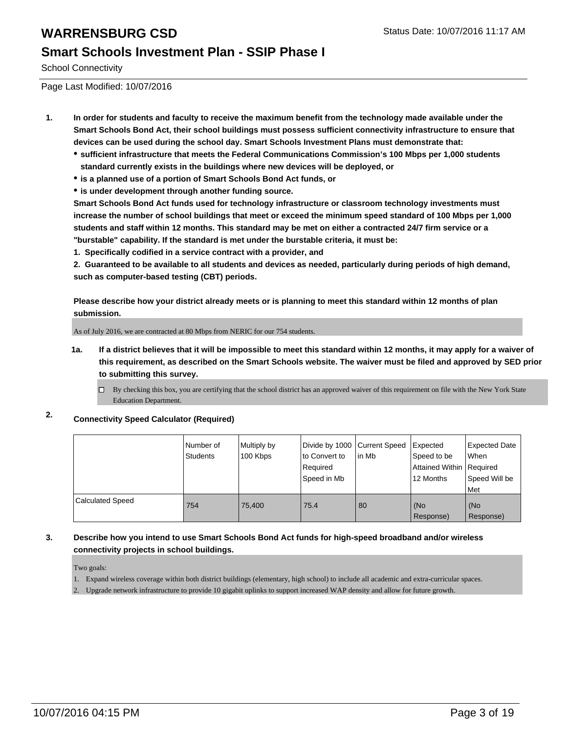# WARRENSBURG CSD

## Smart Schools Investment Plan - SSIP Phase I

School Connectivity

Page Last Modified: 10/07/2016

Status Date: 10/07/2016 11:17 AM

1. **In order for students and faculty to receive the maximum benefit from the technology made available under the Smart Schools Bond Act, their school buildings must possess sufficient connectivity infrastructure to ensure that devices can be used during the school day. Smart Schools Investment Plans must demonstrate that:**
   - **sufficient infrastructure that meets the Federal Communications Commission's 100 Mbps per 1,000 students standard currently exists in the buildings where new devices will be deployed, or**
   - **is a planned use of a portion of Smart Schools Bond Act funds, or**
   - **is under development through another funding source.**

   **Smart Schools Bond Act funds used for technology infrastructure or classroom technology investments must increase the number of school buildings that meet or exceed the minimum speed standard of 100 Mbps per 1,000 students and staff within 12 months. This standard may be met on either a contracted 24/7 firm service or a "burstable" capability. If the standard is met under the burstable criteria, it must be:**

   **1. Specifically codified in a service contract with a provider, and**

   **2. Guaranteed to be available to all students and devices as needed, particularly during periods of high demand, such as computer-based testing (CBT) periods.**

   **Please describe how your district already meets or is planning to meet this standard within 12 months of plan submission.**

   As of July 2016, we are contracted at 80 Mbps from NERIC for our 754 students.

   **1a. If a district believes that it will be impossible to meet this standard within 12 months, it may apply for a waiver of this requirement, as described on the Smart Schools website. The waiver must be filed and approved by SED prior to submitting this survey.**

   ☐ By checking this box, you are certifying that the school district has an approved waiver of this requirement on file with the New York State Education Department.

2. **Connectivity Speed Calculator (Required)**

| | Number of Students | Multiply by 100 Kbps | Divide by 1000 to Convert to Required Speed in Mb | Current Speed in Mb | Expected Speed to be Attained Within 12 Months | Expected Date When Required Speed Will be Met |
|---|---|---|---|---|---|---|
| Calculated Speed | 754 | 75,400 | 75.4 | 80 | (No Response) | (No Response) |

3. **Describe how you intend to use Smart Schools Bond Act funds for high-speed broadband and/or wireless connectivity projects in school buildings.**

   Two goals:

   1. Expand wireless coverage within both district buildings (elementary, high school) to include all academic and extra-curricular spaces.
   2. Upgrade network infrastructure to provide 10 gigabit uplinks to support increased WAP density and allow for future growth.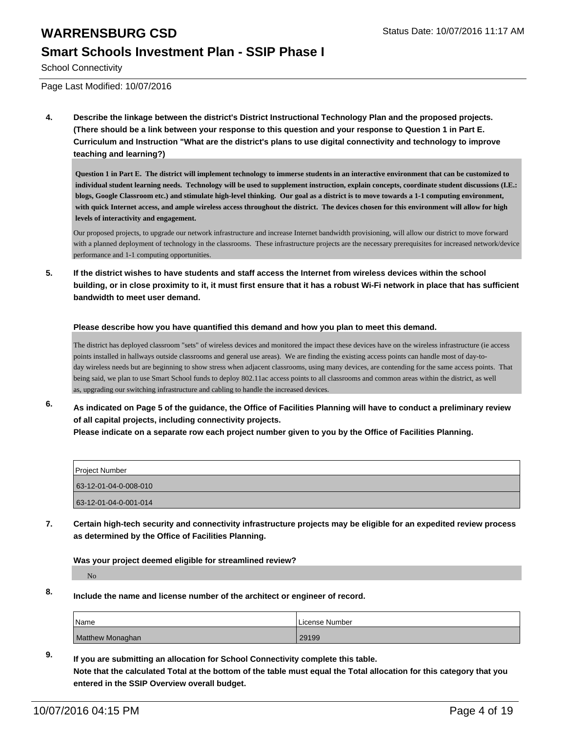# WARRENSBURG CSD

## Smart Schools Investment Plan - SSIP Phase I

School Connectivity

Page Last Modified: 10/07/2016

**4. Describe the linkage between the district's District Instructional Technology Plan and the proposed projects. (There should be a link between your response to this question and your response to Question 1 in Part E. Curriculum and Instruction "What are the district's plans to use digital connectivity and technology to improve teaching and learning?)**

**Question 1 in Part E. The district will implement technology to immerse students in an interactive environment that can be customized to individual student learning needs. Technology will be used to supplement instruction, explain concepts, coordinate student discussions (I.E.: blogs, Google Classroom etc.) and stimulate high-level thinking. Our goal as a district is to move towards a 1-1 computing environment, with quick Internet access, and ample wireless access throughout the district. The devices chosen for this environment will allow for high levels of interactivity and engagement.**

Our proposed projects, to upgrade our network infrastructure and increase Internet bandwidth provisioning, will allow our district to move forward with a planned deployment of technology in the classrooms. These infrastructure projects are the necessary prerequisites for increased network/device performance and 1-1 computing opportunities.

**5. If the district wishes to have students and staff access the Internet from wireless devices within the school building, or in close proximity to it, it must first ensure that it has a robust Wi-Fi network in place that has sufficient bandwidth to meet user demand.**

**Please describe how you have quantified this demand and how you plan to meet this demand.**

The district has deployed classroom "sets" of wireless devices and monitored the impact these devices have on the wireless infrastructure (ie access points installed in hallways outside classrooms and general use areas). We are finding the existing access points can handle most of day-to-day wireless needs but are beginning to show stress when adjacent classrooms, using many devices, are contending for the same access points. That being said, we plan to use Smart School funds to deploy 802.11ac access points to all classrooms and common areas within the district, as well as, upgrading our switching infrastructure and cabling to handle the increased devices.

**6. As indicated on Page 5 of the guidance, the Office of Facilities Planning will have to conduct a preliminary review of all capital projects, including connectivity projects.**
**Please indicate on a separate row each project number given to you by the Office of Facilities Planning.**

| Project Number |
|---|
| 63-12-01-04-0-008-010 |
| 63-12-01-04-0-001-014 |

**7. Certain high-tech security and connectivity infrastructure projects may be eligible for an expedited review process as determined by the Office of Facilities Planning.**

**Was your project deemed eligible for streamlined review?**

No

**8. Include the name and license number of the architect or engineer of record.**

| Name | License Number |
|---|---|
| Matthew Monaghan | 29199 |

**9. If you are submitting an allocation for School Connectivity complete this table.**
**Note that the calculated Total at the bottom of the table must equal the Total allocation for this category that you entered in the SSIP Overview overall budget.**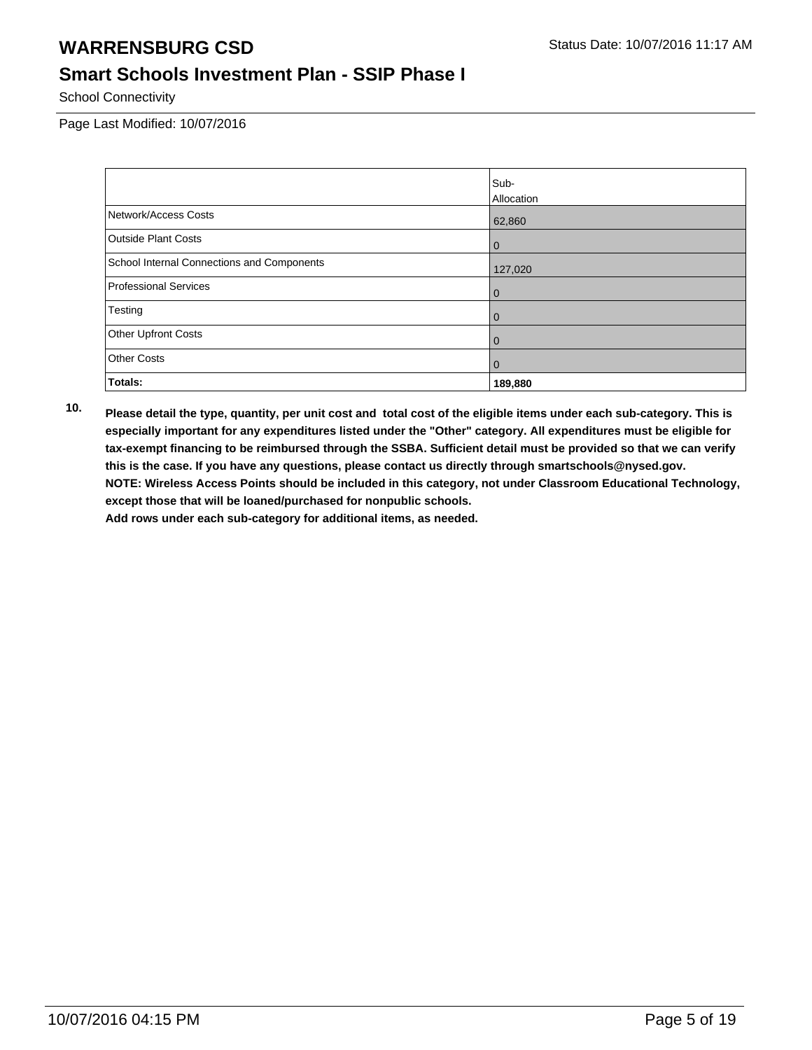School Connectivity

Page Last Modified: 10/07/2016

| | Sub-Allocation |
|---|---|
| Network/Access Costs | 62,860 |
| Outside Plant Costs | 0 |
| School Internal Connections and Components | 127,020 |
| Professional Services | 0 |
| Testing | 0 |
| Other Upfront Costs | 0 |
| Other Costs | 0 |
| **Totals:** | **189,880** |

**10.** **Please detail the type, quantity, per unit cost and total cost of the eligible items under each sub-category. This is especially important for any expenditures listed under the "Other" category. All expenditures must be eligible for tax-exempt financing to be reimbursed through the SSBA. Sufficient detail must be provided so that we can verify this is the case. If you have any questions, please contact us directly through smartschools@nysed.gov.**
**NOTE: Wireless Access Points should be included in this category, not under Classroom Educational Technology, except those that will be loaned/purchased for nonpublic schools.**
**Add rows under each sub-category for additional items, as needed.**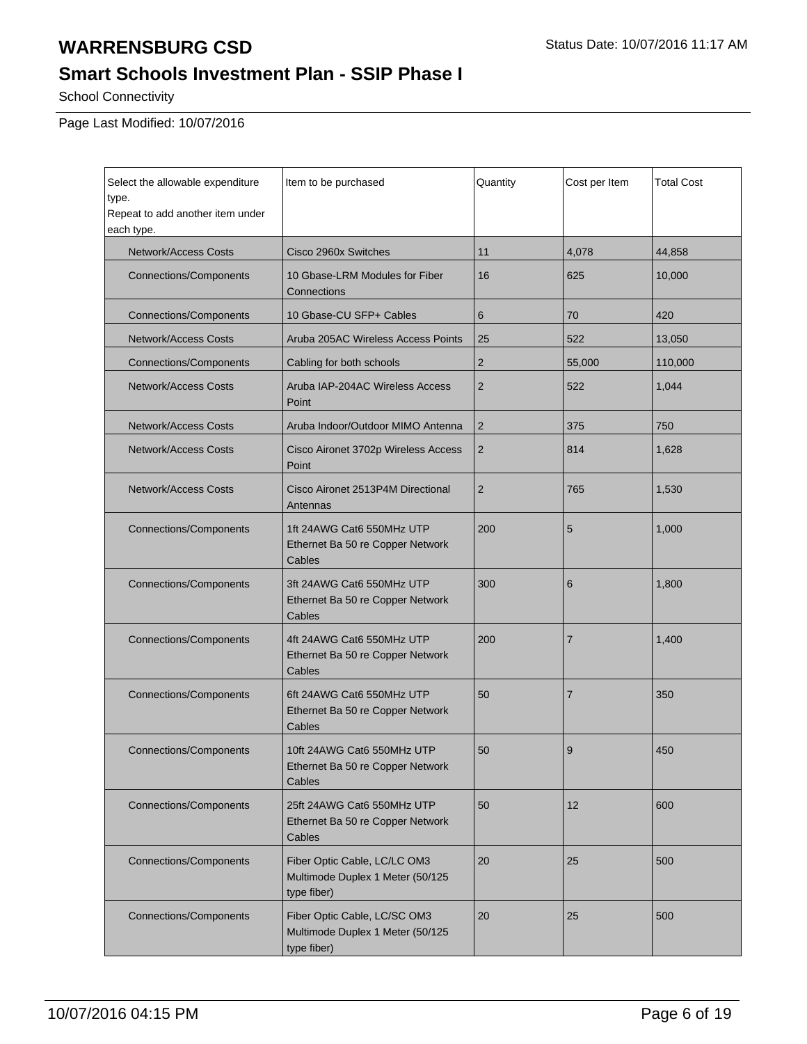# WARRENSBURG CSD

Status Date: 10/07/2016 11:17 AM

## Smart Schools Investment Plan - SSIP Phase I

School Connectivity

Page Last Modified: 10/07/2016

| Select the allowable expenditure type.<br>Repeat to add another item under each type. | Item to be purchased | Quantity | Cost per Item | Total Cost |
|---|---|---|---|---|
| Network/Access Costs | Cisco 2960x Switches | 11 | 4,078 | 44,858 |
| Connections/Components | 10 Gbase-LRM Modules for Fiber Connections | 16 | 625 | 10,000 |
| Connections/Components | 10 Gbase-CU SFP+ Cables | 6 | 70 | 420 |
| Network/Access Costs | Aruba 205AC Wireless Access Points | 25 | 522 | 13,050 |
| Connections/Components | Cabling for both schools | 2 | 55,000 | 110,000 |
| Network/Access Costs | Aruba IAP-204AC Wireless Access Point | 2 | 522 | 1,044 |
| Network/Access Costs | Aruba Indoor/Outdoor MIMO Antenna | 2 | 375 | 750 |
| Network/Access Costs | Cisco Aironet 3702p Wireless Access Point | 2 | 814 | 1,628 |
| Network/Access Costs | Cisco Aironet 2513P4M Directional Antennas | 2 | 765 | 1,530 |
| Connections/Components | 1ft 24AWG Cat6 550MHz UTP Ethernet Ba 50 re Copper Network Cables | 200 | 5 | 1,000 |
| Connections/Components | 3ft 24AWG Cat6 550MHz UTP Ethernet Ba 50 re Copper Network Cables | 300 | 6 | 1,800 |
| Connections/Components | 4ft 24AWG Cat6 550MHz UTP Ethernet Ba 50 re Copper Network Cables | 200 | 7 | 1,400 |
| Connections/Components | 6ft 24AWG Cat6 550MHz UTP Ethernet Ba 50 re Copper Network Cables | 50 | 7 | 350 |
| Connections/Components | 10ft 24AWG Cat6 550MHz UTP Ethernet Ba 50 re Copper Network Cables | 50 | 9 | 450 |
| Connections/Components | 25ft 24AWG Cat6 550MHz UTP Ethernet Ba 50 re Copper Network Cables | 50 | 12 | 600 |
| Connections/Components | Fiber Optic Cable, LC/LC OM3 Multimode Duplex 1 Meter (50/125 type fiber) | 20 | 25 | 500 |
| Connections/Components | Fiber Optic Cable, LC/SC OM3 Multimode Duplex 1 Meter (50/125 type fiber) | 20 | 25 | 500 |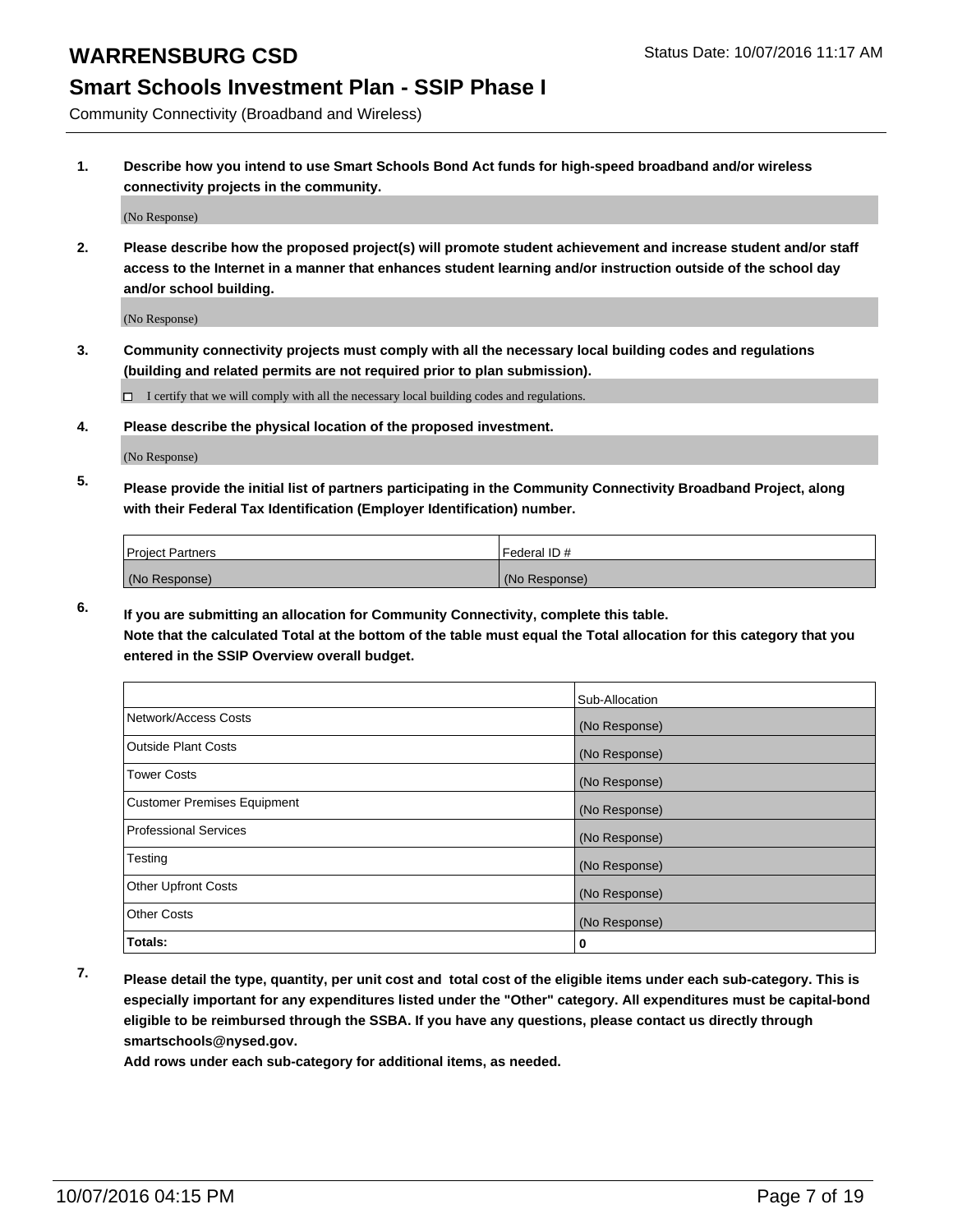# WARRENSBURG CSD

Status Date: 10/07/2016 11:17 AM

## Smart Schools Investment Plan - SSIP Phase I

Community Connectivity (Broadband and Wireless)

**1. Describe how you intend to use Smart Schools Bond Act funds for high-speed broadband and/or wireless connectivity projects in the community.**

(No Response)

**2. Please describe how the proposed project(s) will promote student achievement and increase student and/or staff access to the Internet in a manner that enhances student learning and/or instruction outside of the school day and/or school building.**

(No Response)

**3. Community connectivity projects must comply with all the necessary local building codes and regulations (building and related permits are not required prior to plan submission).**

☐ I certify that we will comply with all the necessary local building codes and regulations.

**4. Please describe the physical location of the proposed investment.**

(No Response)

**5. Please provide the initial list of partners participating in the Community Connectivity Broadband Project, along with their Federal Tax Identification (Employer Identification) number.**

| Project Partners | Federal ID # |
|---|---|
| (No Response) | (No Response) |

**6. If you are submitting an allocation for Community Connectivity, complete this table. Note that the calculated Total at the bottom of the table must equal the Total allocation for this category that you entered in the SSIP Overview overall budget.**

| | Sub-Allocation |
|---|---|
| Network/Access Costs | (No Response) |
| Outside Plant Costs | (No Response) |
| Tower Costs | (No Response) |
| Customer Premises Equipment | (No Response) |
| Professional Services | (No Response) |
| Testing | (No Response) |
| Other Upfront Costs | (No Response) |
| Other Costs | (No Response) |
| **Totals:** | **0** |

**7. Please detail the type, quantity, per unit cost and total cost of the eligible items under each sub-category. This is especially important for any expenditures listed under the "Other" category. All expenditures must be capital-bond eligible to be reimbursed through the SSBA. If you have any questions, please contact us directly through smartschools@nysed.gov.**

**Add rows under each sub-category for additional items, as needed.**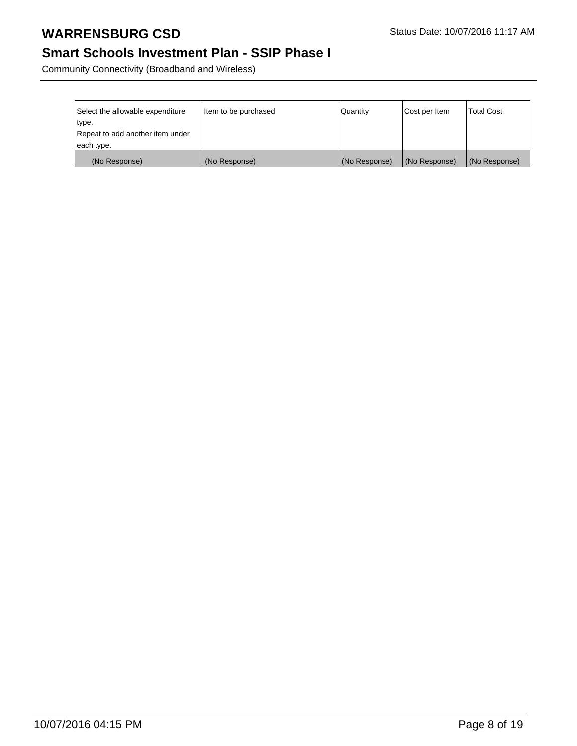| Select the allowable expenditure type. Repeat to add another item under each type. | Item to be purchased | Quantity | Cost per Item | Total Cost |
|---|---|---|---|---|
| (No Response) | (No Response) | (No Response) | (No Response) | (No Response) |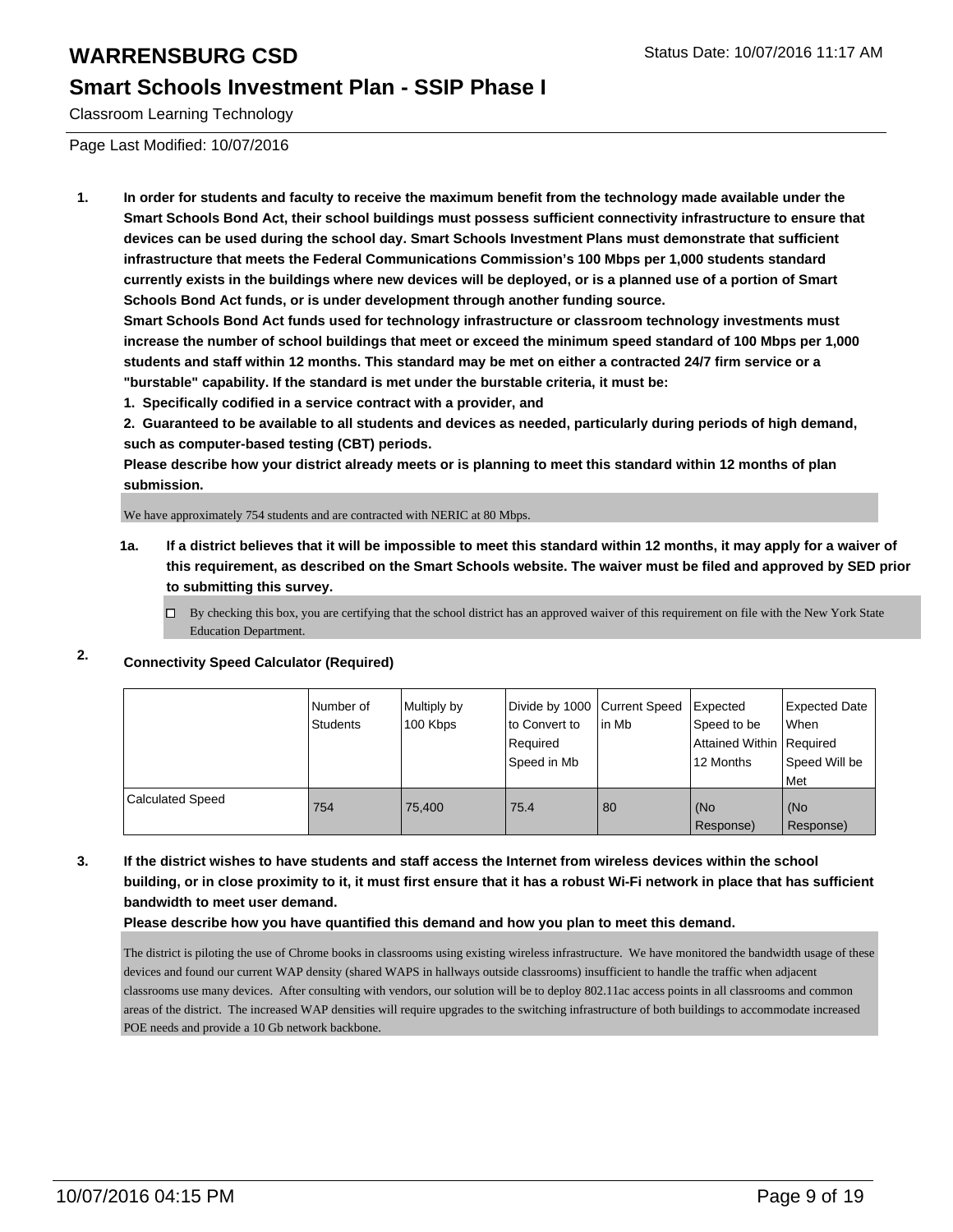# WARRENSBURG CSD

Status Date: 10/07/2016 11:17 AM

## Smart Schools Investment Plan - SSIP Phase I

Classroom Learning Technology

Page Last Modified: 10/07/2016

**1. In order for students and faculty to receive the maximum benefit from the technology made available under the Smart Schools Bond Act, their school buildings must possess sufficient connectivity infrastructure to ensure that devices can be used during the school day. Smart Schools Investment Plans must demonstrate that sufficient infrastructure that meets the Federal Communications Commission's 100 Mbps per 1,000 students standard currently exists in the buildings where new devices will be deployed, or is a planned use of a portion of Smart Schools Bond Act funds, or is under development through another funding source.**

**Smart Schools Bond Act funds used for technology infrastructure or classroom technology investments must increase the number of school buildings that meet or exceed the minimum speed standard of 100 Mbps per 1,000 students and staff within 12 months. This standard may be met on either a contracted 24/7 firm service or a "burstable" capability. If the standard is met under the burstable criteria, it must be:**

**1. Specifically codified in a service contract with a provider, and**

**2. Guaranteed to be available to all students and devices as needed, particularly during periods of high demand, such as computer-based testing (CBT) periods.**

**Please describe how your district already meets or is planning to meet this standard within 12 months of plan submission.**

We have approximately 754 students and are contracted with NERIC at 80 Mbps.

**1a. If a district believes that it will be impossible to meet this standard within 12 months, it may apply for a waiver of this requirement, as described on the Smart Schools website. The waiver must be filed and approved by SED prior to submitting this survey.**

☐ By checking this box, you are certifying that the school district has an approved waiver of this requirement on file with the New York State Education Department.

**2. Connectivity Speed Calculator (Required)**

| | Number of Students | Multiply by 100 Kbps | Divide by 1000 to Convert to Required Speed in Mb | Current Speed in Mb | Expected Speed to be Attained Within 12 Months | Expected Date When Required Speed Will be Met |
|---|---|---|---|---|---|---|
| Calculated Speed | 754 | 75,400 | 75.4 | 80 | (No Response) | (No Response) |

**3. If the district wishes to have students and staff access the Internet from wireless devices within the school building, or in close proximity to it, it must first ensure that it has a robust Wi-Fi network in place that has sufficient bandwidth to meet user demand.**

**Please describe how you have quantified this demand and how you plan to meet this demand.**

The district is piloting the use of Chrome books in classrooms using existing wireless infrastructure. We have monitored the bandwidth usage of these devices and found our current WAP density (shared WAPS in hallways outside classrooms) insufficient to handle the traffic when adjacent classrooms use many devices. After consulting with vendors, our solution will be to deploy 802.11ac access points in all classrooms and common areas of the district. The increased WAP densities will require upgrades to the switching infrastructure of both buildings to accommodate increased POE needs and provide a 10 Gb network backbone.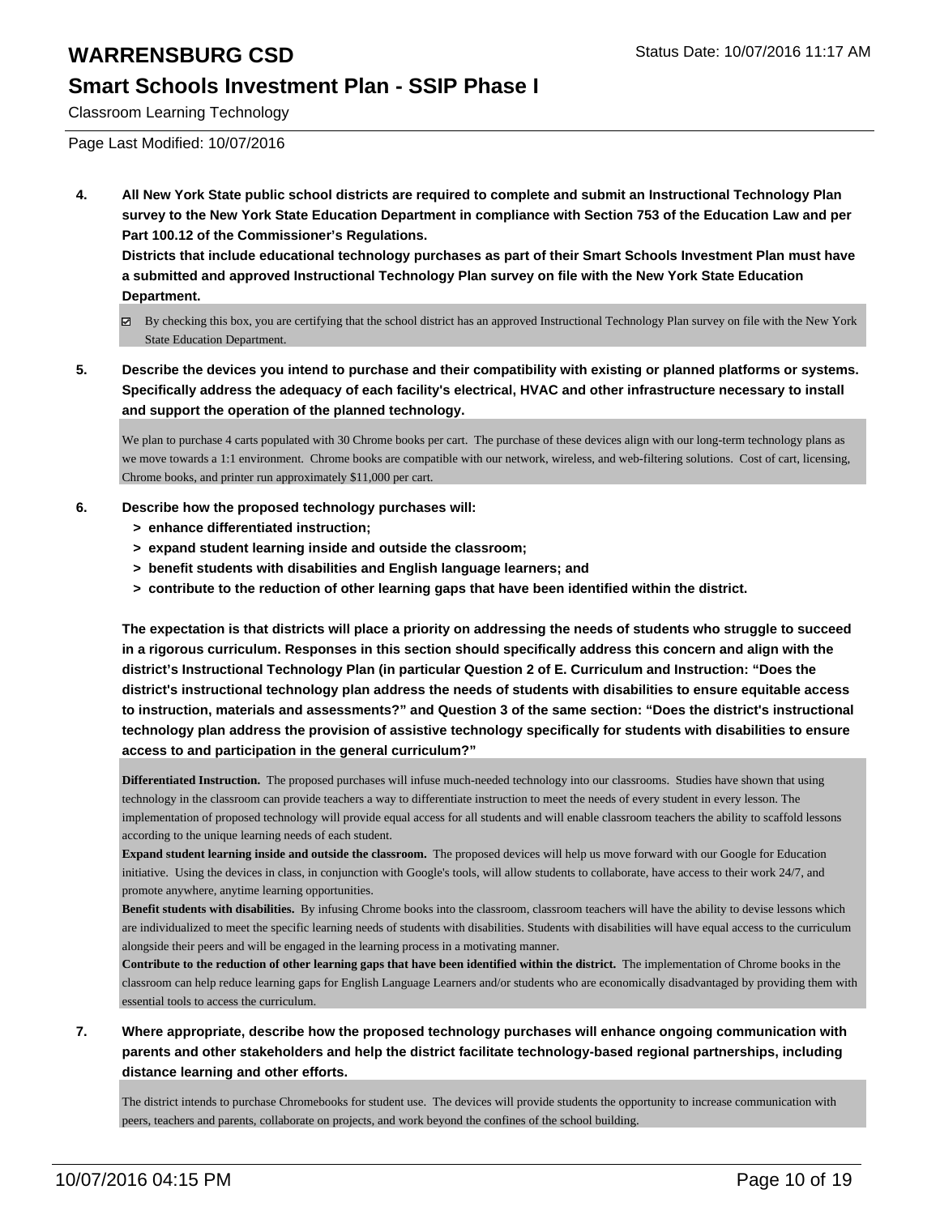Classroom Learning Technology

Page Last Modified: 10/07/2016

**4. All New York State public school districts are required to complete and submit an Instructional Technology Plan survey to the New York State Education Department in compliance with Section 753 of the Education Law and per Part 100.12 of the Commissioner's Regulations.**

**Districts that include educational technology purchases as part of their Smart Schools Investment Plan must have a submitted and approved Instructional Technology Plan survey on file with the New York State Education Department.**

☑ By checking this box, you are certifying that the school district has an approved Instructional Technology Plan survey on file with the New York State Education Department.

**5. Describe the devices you intend to purchase and their compatibility with existing or planned platforms or systems. Specifically address the adequacy of each facility's electrical, HVAC and other infrastructure necessary to install and support the operation of the planned technology.**

We plan to purchase 4 carts populated with 30 Chrome books per cart. The purchase of these devices align with our long-term technology plans as we move towards a 1:1 environment. Chrome books are compatible with our network, wireless, and web-filtering solutions. Cost of cart, licensing, Chrome books, and printer run approximately $11,000 per cart.

**6. Describe how the proposed technology purchases will:**
- **> enhance differentiated instruction;**
- **> expand student learning inside and outside the classroom;**
- **> benefit students with disabilities and English language learners; and**
- **> contribute to the reduction of other learning gaps that have been identified within the district.**

**The expectation is that districts will place a priority on addressing the needs of students who struggle to succeed in a rigorous curriculum. Responses in this section should specifically address this concern and align with the district's Instructional Technology Plan (in particular Question 2 of E. Curriculum and Instruction: "Does the district's instructional technology plan address the needs of students with disabilities to ensure equitable access to instruction, materials and assessments?" and Question 3 of the same section: "Does the district's instructional technology plan address the provision of assistive technology specifically for students with disabilities to ensure access to and participation in the general curriculum?"**

**Differentiated Instruction.** The proposed purchases will infuse much-needed technology into our classrooms. Studies have shown that using technology in the classroom can provide teachers a way to differentiate instruction to meet the needs of every student in every lesson. The implementation of proposed technology will provide equal access for all students and will enable classroom teachers the ability to scaffold lessons according to the unique learning needs of each student.

**Expand student learning inside and outside the classroom.** The proposed devices will help us move forward with our Google for Education initiative. Using the devices in class, in conjunction with Google's tools, will allow students to collaborate, have access to their work 24/7, and promote anywhere, anytime learning opportunities.

**Benefit students with disabilities.** By infusing Chrome books into the classroom, classroom teachers will have the ability to devise lessons which are individualized to meet the specific learning needs of students with disabilities. Students with disabilities will have equal access to the curriculum alongside their peers and will be engaged in the learning process in a motivating manner.

**Contribute to the reduction of other learning gaps that have been identified within the district.** The implementation of Chrome books in the classroom can help reduce learning gaps for English Language Learners and/or students who are economically disadvantaged by providing them with essential tools to access the curriculum.

**7. Where appropriate, describe how the proposed technology purchases will enhance ongoing communication with parents and other stakeholders and help the district facilitate technology-based regional partnerships, including distance learning and other efforts.**

The district intends to purchase Chromebooks for student use. The devices will provide students the opportunity to increase communication with peers, teachers and parents, collaborate on projects, and work beyond the confines of the school building.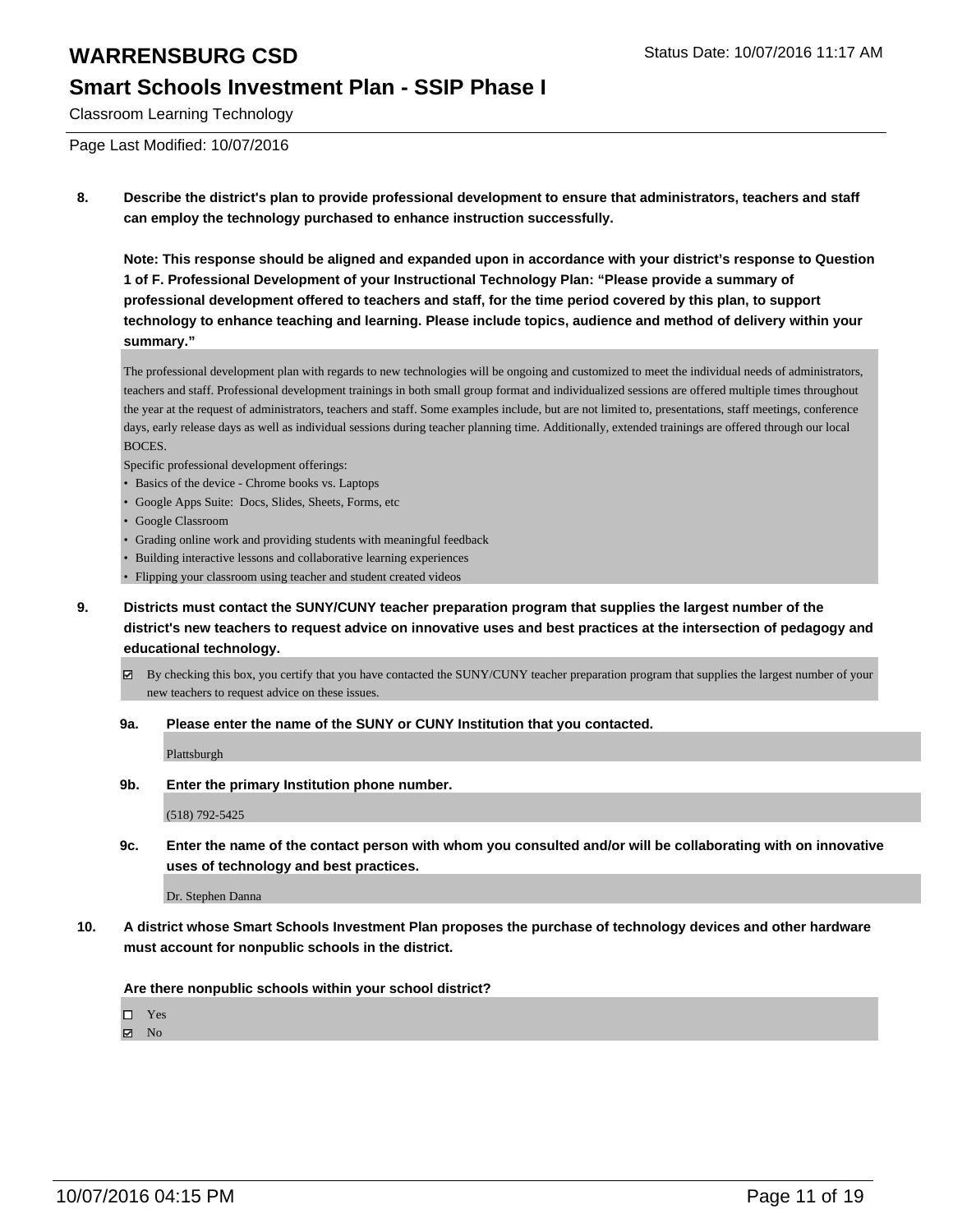# WARRENSBURG CSD

## Smart Schools Investment Plan - SSIP Phase I

Classroom Learning Technology

Status Date: 10/07/2016 11:17 AM

Page Last Modified: 10/07/2016

**8. Describe the district's plan to provide professional development to ensure that administrators, teachers and staff can employ the technology purchased to enhance instruction successfully.**

**Note: This response should be aligned and expanded upon in accordance with your district's response to Question 1 of F. Professional Development of your Instructional Technology Plan: "Please provide a summary of professional development offered to teachers and staff, for the time period covered by this plan, to support technology to enhance teaching and learning. Please include topics, audience and method of delivery within your summary."**

The professional development plan with regards to new technologies will be ongoing and customized to meet the individual needs of administrators, teachers and staff. Professional development trainings in both small group format and individualized sessions are offered multiple times throughout the year at the request of administrators, teachers and staff. Some examples include, but are not limited to, presentations, staff meetings, conference days, early release days as well as individual sessions during teacher planning time. Additionally, extended trainings are offered through our local BOCES.

Specific professional development offerings:

- Basics of the device - Chrome books vs. Laptops
- Google Apps Suite: Docs, Slides, Sheets, Forms, etc
- Google Classroom
- Grading online work and providing students with meaningful feedback
- Building interactive lessons and collaborative learning experiences
- Flipping your classroom using teacher and student created videos

**9. Districts must contact the SUNY/CUNY teacher preparation program that supplies the largest number of the district's new teachers to request advice on innovative uses and best practices at the intersection of pedagogy and educational technology.**

☑ By checking this box, you certify that you have contacted the SUNY/CUNY teacher preparation program that supplies the largest number of your new teachers to request advice on these issues.

**9a. Please enter the name of the SUNY or CUNY Institution that you contacted.**

Plattsburgh

**9b. Enter the primary Institution phone number.**

(518) 792-5425

**9c. Enter the name of the contact person with whom you consulted and/or will be collaborating with on innovative uses of technology and best practices.**

Dr. Stephen Danna

**10. A district whose Smart Schools Investment Plan proposes the purchase of technology devices and other hardware must account for nonpublic schools in the district.**

**Are there nonpublic schools within your school district?**

☐ Yes
☑ No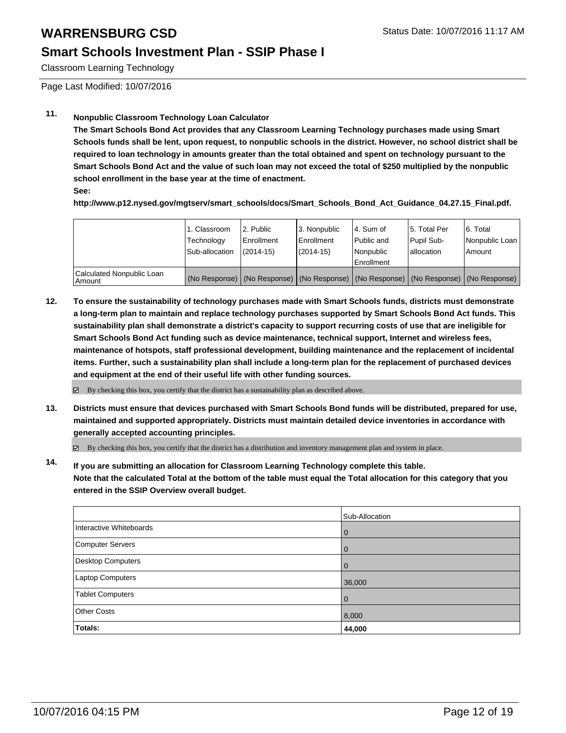# WARRENSBURG CSD

## Smart Schools Investment Plan - SSIP Phase I

Classroom Learning Technology

Page Last Modified: 10/07/2016

**11. Nonpublic Classroom Technology Loan Calculator**

**The Smart Schools Bond Act provides that any Classroom Learning Technology purchases made using Smart Schools funds shall be lent, upon request, to nonpublic schools in the district. However, no school district shall be required to loan technology in amounts greater than the total obtained and spent on technology pursuant to the Smart Schools Bond Act and the value of such loan may not exceed the total of $250 multiplied by the nonpublic school enrollment in the base year at the time of enactment.**

**See:**

**http://www.p12.nysed.gov/mgtserv/smart_schools/docs/Smart_Schools_Bond_Act_Guidance_04.27.15_Final.pdf.**

| | 1. Classroom Technology Sub-allocation | 2. Public Enrollment (2014-15) | 3. Nonpublic Enrollment (2014-15) | 4. Sum of Public and Nonpublic Enrollment | 5. Total Per Pupil Sub-allocation | 6. Total Nonpublic Loan Amount |
|---|---|---|---|---|---|---|
| Calculated Nonpublic Loan Amount | (No Response) | (No Response) | (No Response) | (No Response) | (No Response) | (No Response) |

**12. To ensure the sustainability of technology purchases made with Smart Schools funds, districts must demonstrate a long-term plan to maintain and replace technology purchases supported by Smart Schools Bond Act funds. This sustainability plan shall demonstrate a district's capacity to support recurring costs of use that are ineligible for Smart Schools Bond Act funding such as device maintenance, technical support, Internet and wireless fees, maintenance of hotspots, staff professional development, building maintenance and the replacement of incidental items. Further, such a sustainability plan shall include a long-term plan for the replacement of purchased devices and equipment at the end of their useful life with other funding sources.**

☑ By checking this box, you certify that the district has a sustainability plan as described above.

**13. Districts must ensure that devices purchased with Smart Schools Bond funds will be distributed, prepared for use, maintained and supported appropriately. Districts must maintain detailed device inventories in accordance with generally accepted accounting principles.**

☑ By checking this box, you certify that the district has a distribution and inventory management plan and system in place.

**14. If you are submitting an allocation for Classroom Learning Technology complete this table. Note that the calculated Total at the bottom of the table must equal the Total allocation for this category that you entered in the SSIP Overview overall budget.**

| | Sub-Allocation |
|---|---|
| Interactive Whiteboards | 0 |
| Computer Servers | 0 |
| Desktop Computers | 0 |
| Laptop Computers | 36,000 |
| Tablet Computers | 0 |
| Other Costs | 8,000 |
| **Totals:** | **44,000** |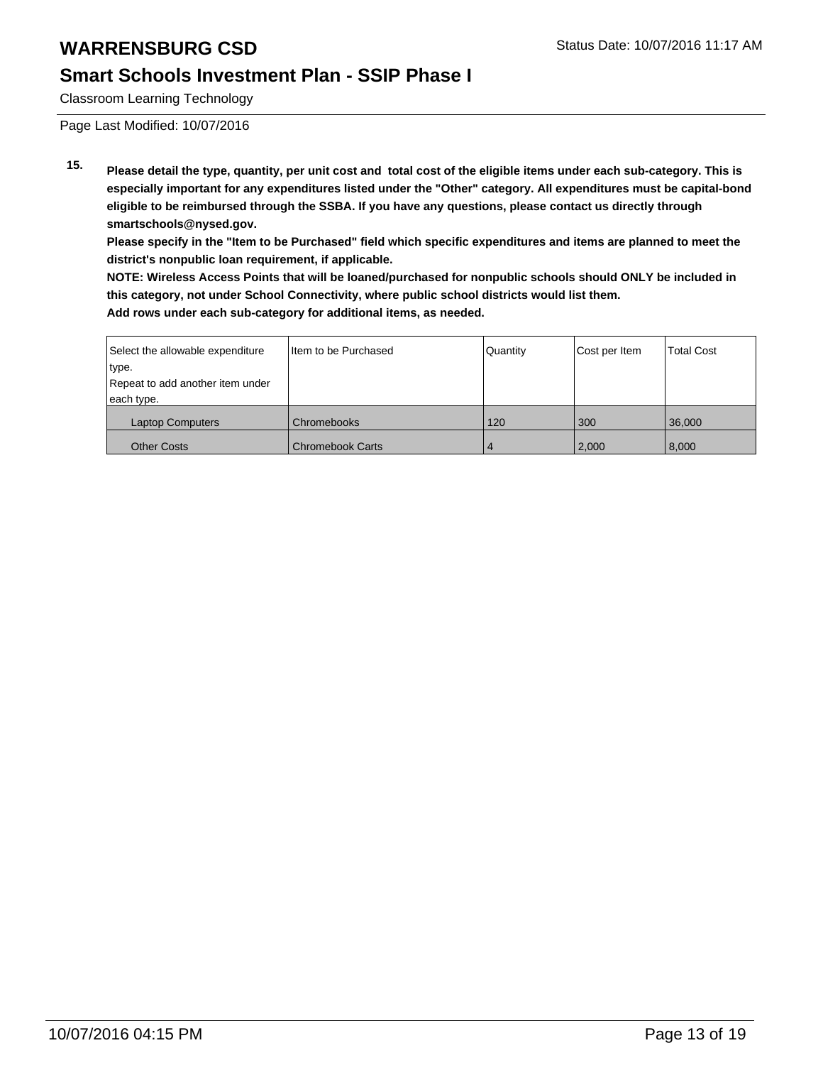# WARRENSBURG CSD

## Smart Schools Investment Plan - SSIP Phase I

Classroom Learning Technology

Status Date: 10/07/2016 11:17 AM

Page Last Modified: 10/07/2016

**15.** **Please detail the type, quantity, per unit cost and total cost of the eligible items under each sub-category. This is especially important for any expenditures listed under the "Other" category. All expenditures must be capital-bond eligible to be reimbursed through the SSBA. If you have any questions, please contact us directly through smartschools@nysed.gov.**

**Please specify in the "Item to be Purchased" field which specific expenditures and items are planned to meet the district's nonpublic loan requirement, if applicable.**

**NOTE: Wireless Access Points that will be loaned/purchased for nonpublic schools should ONLY be included in this category, not under School Connectivity, where public school districts would list them.**

**Add rows under each sub-category for additional items, as needed.**

| Select the allowable expenditure type. Repeat to add another item under each type. | Item to be Purchased | Quantity | Cost per Item | Total Cost |
|---|---|---|---|---|
| Laptop Computers | Chromebooks | 120 | 300 | 36,000 |
| Other Costs | Chromebook Carts | 4 | 2,000 | 8,000 |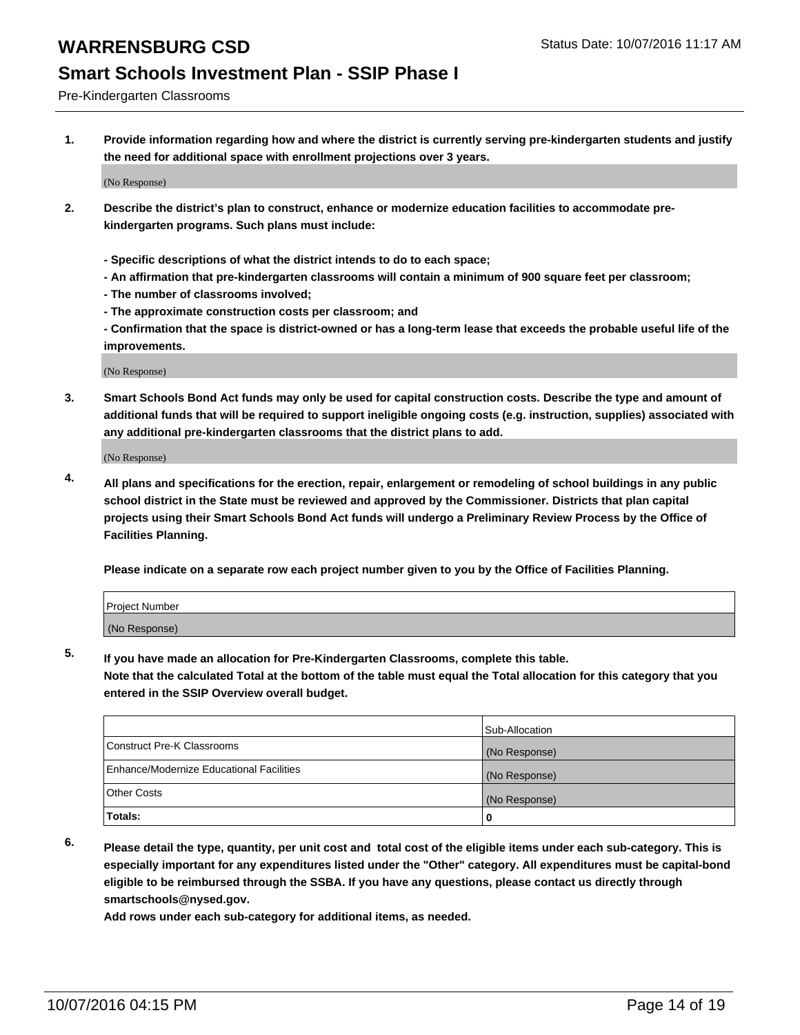# WARRENSBURG CSD

Status Date: 10/07/2016 11:17 AM

## Smart Schools Investment Plan - SSIP Phase I

Pre-Kindergarten Classrooms

**1. Provide information regarding how and where the district is currently serving pre-kindergarten students and justify the need for additional space with enrollment projections over 3 years.**

(No Response)

**2. Describe the district's plan to construct, enhance or modernize education facilities to accommodate pre-kindergarten programs. Such plans must include:**

**- Specific descriptions of what the district intends to do to each space;**
**- An affirmation that pre-kindergarten classrooms will contain a minimum of 900 square feet per classroom;**
**- The number of classrooms involved;**
**- The approximate construction costs per classroom; and**
**- Confirmation that the space is district-owned or has a long-term lease that exceeds the probable useful life of the improvements.**

(No Response)

**3. Smart Schools Bond Act funds may only be used for capital construction costs. Describe the type and amount of additional funds that will be required to support ineligible ongoing costs (e.g. instruction, supplies) associated with any additional pre-kindergarten classrooms that the district plans to add.**

(No Response)

**4. All plans and specifications for the erection, repair, enlargement or remodeling of school buildings in any public school district in the State must be reviewed and approved by the Commissioner. Districts that plan capital projects using their Smart Schools Bond Act funds will undergo a Preliminary Review Process by the Office of Facilities Planning.**

**Please indicate on a separate row each project number given to you by the Office of Facilities Planning.**

| Project Number |
|---|
| (No Response) |

**5. If you have made an allocation for Pre-Kindergarten Classrooms, complete this table.**
**Note that the calculated Total at the bottom of the table must equal the Total allocation for this category that you entered in the SSIP Overview overall budget.**

| | Sub-Allocation |
|---|---|
| Construct Pre-K Classrooms | (No Response) |
| Enhance/Modernize Educational Facilities | (No Response) |
| Other Costs | (No Response) |
| **Totals:** | **0** |

**6. Please detail the type, quantity, per unit cost and total cost of the eligible items under each sub-category. This is especially important for any expenditures listed under the "Other" category. All expenditures must be capital-bond eligible to be reimbursed through the SSBA. If you have any questions, please contact us directly through smartschools@nysed.gov.**
**Add rows under each sub-category for additional items, as needed.**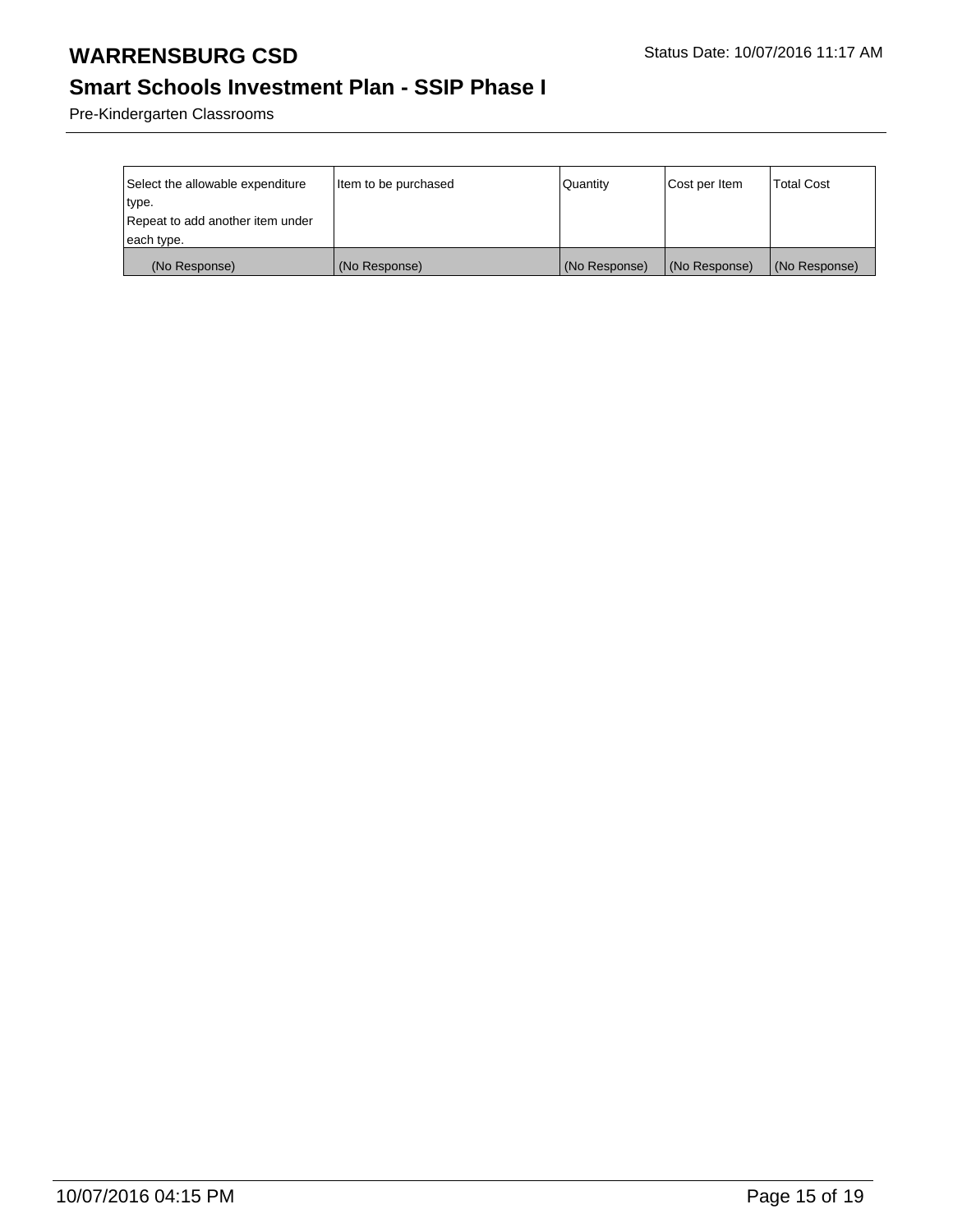| Select the allowable expenditure type.<br>Repeat to add another item under each type. | Item to be purchased | Quantity | Cost per Item | Total Cost |
|---|---|---|---|---|
| (No Response) | (No Response) | (No Response) | (No Response) | (No Response) |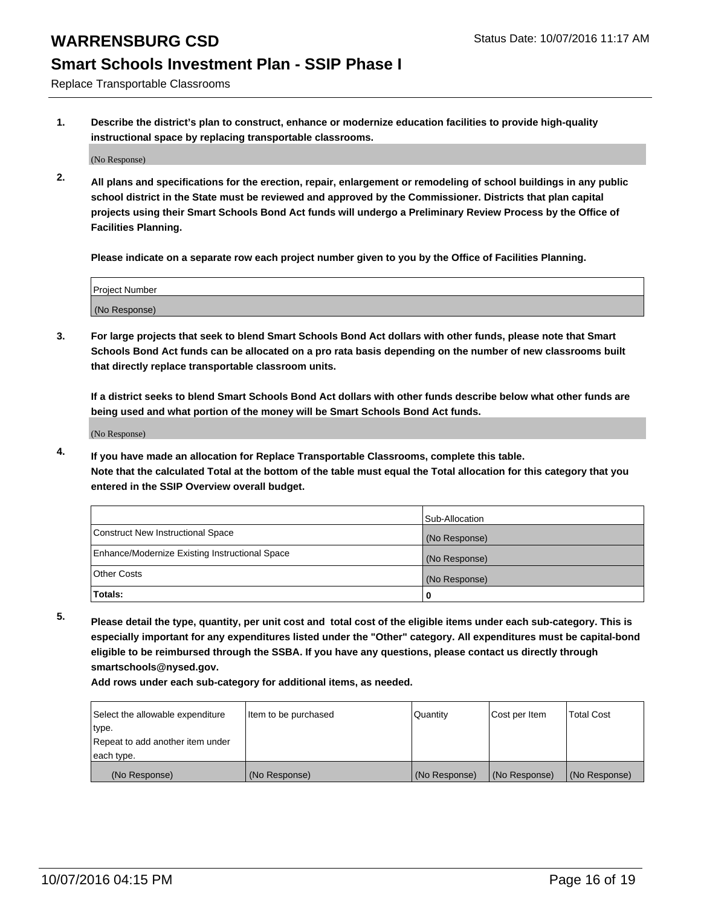# WARRENSBURG CSD

## Smart Schools Investment Plan - SSIP Phase I

Replace Transportable Classrooms

**1. Describe the district's plan to construct, enhance or modernize education facilities to provide high-quality instructional space by replacing transportable classrooms.**

(No Response)

**2. All plans and specifications for the erection, repair, enlargement or remodeling of school buildings in any public school district in the State must be reviewed and approved by the Commissioner. Districts that plan capital projects using their Smart Schools Bond Act funds will undergo a Preliminary Review Process by the Office of Facilities Planning.**

**Please indicate on a separate row each project number given to you by the Office of Facilities Planning.**

| Project Number |
| --- |
| (No Response) |

**3. For large projects that seek to blend Smart Schools Bond Act dollars with other funds, please note that Smart Schools Bond Act funds can be allocated on a pro rata basis depending on the number of new classrooms built that directly replace transportable classroom units.**

**If a district seeks to blend Smart Schools Bond Act dollars with other funds describe below what other funds are being used and what portion of the money will be Smart Schools Bond Act funds.**

(No Response)

**4. If you have made an allocation for Replace Transportable Classrooms, complete this table.**
**Note that the calculated Total at the bottom of the table must equal the Total allocation for this category that you entered in the SSIP Overview overall budget.**

| | Sub-Allocation |
| --- | --- |
| Construct New Instructional Space | (No Response) |
| Enhance/Modernize Existing Instructional Space | (No Response) |
| Other Costs | (No Response) |
| **Totals:** | **0** |

**5. Please detail the type, quantity, per unit cost and total cost of the eligible items under each sub-category. This is especially important for any expenditures listed under the "Other" category. All expenditures must be capital-bond eligible to be reimbursed through the SSBA. If you have any questions, please contact us directly through smartschools@nysed.gov.**

**Add rows under each sub-category for additional items, as needed.**

| Select the allowable expenditure type. Repeat to add another item under each type. | Item to be purchased | Quantity | Cost per Item | Total Cost |
| --- | --- | --- | --- | --- |
| (No Response) | (No Response) | (No Response) | (No Response) | (No Response) |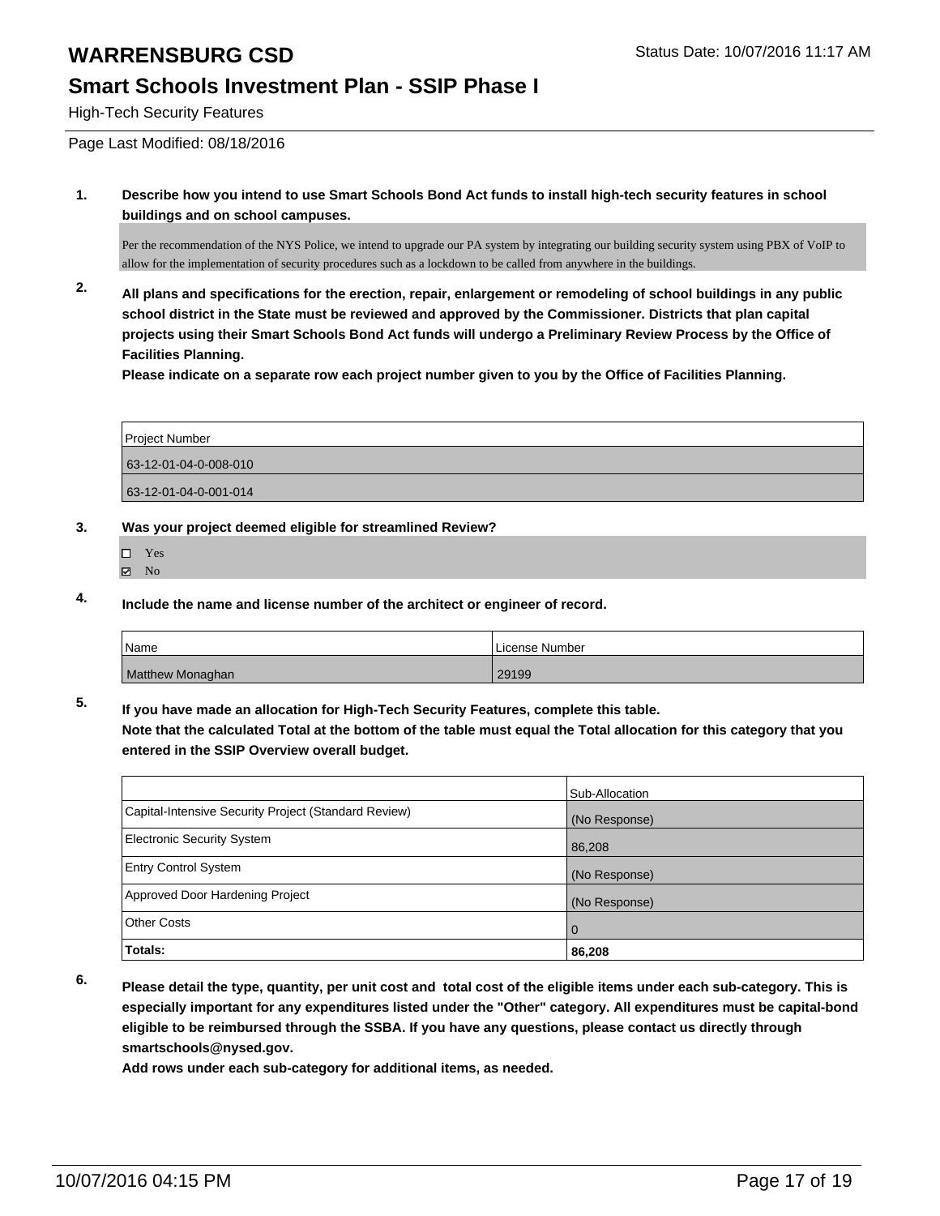# WARRENSBURG CSD

Status Date: 10/07/2016 11:17 AM

## Smart Schools Investment Plan - SSIP Phase I

High-Tech Security Features

Page Last Modified: 08/18/2016

**1. Describe how you intend to use Smart Schools Bond Act funds to install high-tech security features in school buildings and on school campuses.**

Per the recommendation of the NYS Police, we intend to upgrade our PA system by integrating our building security system using PBX of VoIP to allow for the implementation of security procedures such as a lockdown to be called from anywhere in the buildings.

**2. All plans and specifications for the erection, repair, enlargement or remodeling of school buildings in any public school district in the State must be reviewed and approved by the Commissioner. Districts that plan capital projects using their Smart Schools Bond Act funds will undergo a Preliminary Review Process by the Office of Facilities Planning.**

**Please indicate on a separate row each project number given to you by the Office of Facilities Planning.**

| Project Number |
|---|
| 63-12-01-04-0-008-010 |
| 63-12-01-04-0-001-014 |

**3. Was your project deemed eligible for streamlined Review?**

- ☐ Yes
- ☑ No

**4. Include the name and license number of the architect or engineer of record.**

| Name | License Number |
|---|---|
| Matthew Monaghan | 29199 |

**5. If you have made an allocation for High-Tech Security Features, complete this table.**
**Note that the calculated Total at the bottom of the table must equal the Total allocation for this category that you entered in the SSIP Overview overall budget.**

| | Sub-Allocation |
|---|---|
| Capital-Intensive Security Project (Standard Review) | (No Response) |
| Electronic Security System | 86,208 |
| Entry Control System | (No Response) |
| Approved Door Hardening Project | (No Response) |
| Other Costs | 0 |
| **Totals:** | **86,208** |

**6. Please detail the type, quantity, per unit cost and total cost of the eligible items under each sub-category. This is especially important for any expenditures listed under the "Other" category. All expenditures must be capital-bond eligible to be reimbursed through the SSBA. If you have any questions, please contact us directly through smartschools@nysed.gov.**

**Add rows under each sub-category for additional items, as needed.**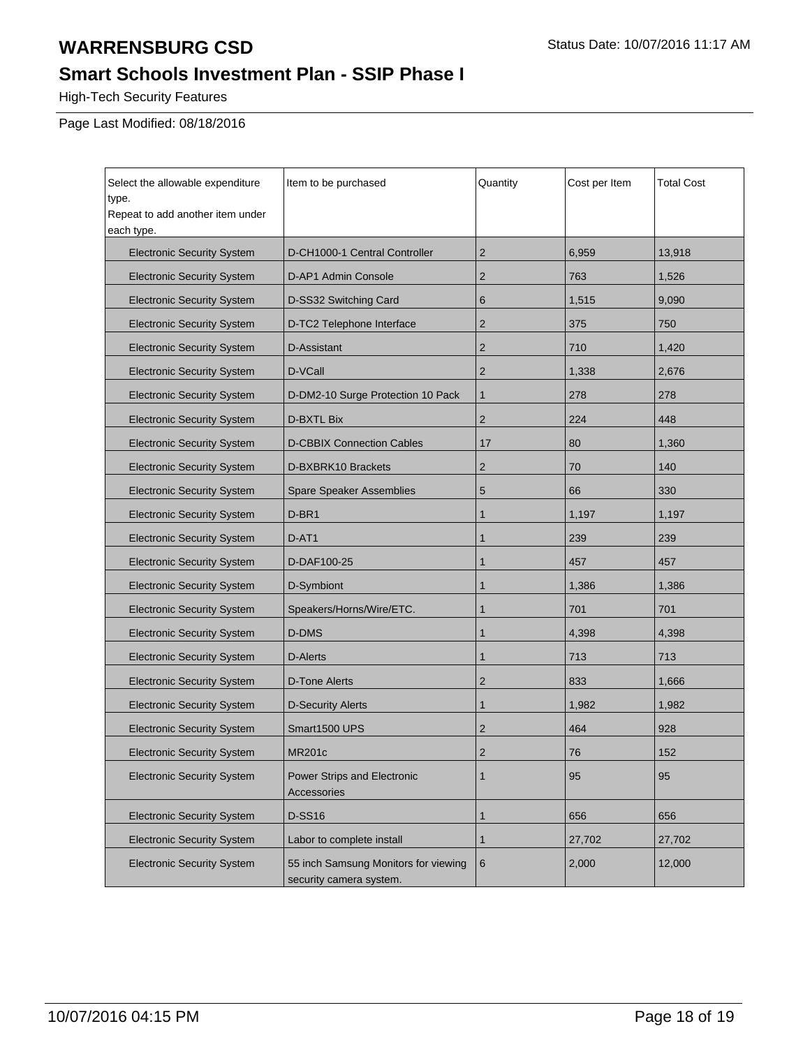# WARRENSBURG CSD

Status Date: 10/07/2016 11:17 AM

## Smart Schools Investment Plan - SSIP Phase I

High-Tech Security Features

Page Last Modified: 08/18/2016

| Select the allowable expenditure type. Repeat to add another item under each type. | Item to be purchased | Quantity | Cost per Item | Total Cost |
|---|---|---|---|---|
| Electronic Security System | D-CH1000-1 Central Controller | 2 | 6,959 | 13,918 |
| Electronic Security System | D-AP1 Admin Console | 2 | 763 | 1,526 |
| Electronic Security System | D-SS32 Switching Card | 6 | 1,515 | 9,090 |
| Electronic Security System | D-TC2 Telephone Interface | 2 | 375 | 750 |
| Electronic Security System | D-Assistant | 2 | 710 | 1,420 |
| Electronic Security System | D-VCall | 2 | 1,338 | 2,676 |
| Electronic Security System | D-DM2-10 Surge Protection 10 Pack | 1 | 278 | 278 |
| Electronic Security System | D-BXTL Bix | 2 | 224 | 448 |
| Electronic Security System | D-CBBIX Connection Cables | 17 | 80 | 1,360 |
| Electronic Security System | D-BXBRK10 Brackets | 2 | 70 | 140 |
| Electronic Security System | Spare Speaker Assemblies | 5 | 66 | 330 |
| Electronic Security System | D-BR1 | 1 | 1,197 | 1,197 |
| Electronic Security System | D-AT1 | 1 | 239 | 239 |
| Electronic Security System | D-DAF100-25 | 1 | 457 | 457 |
| Electronic Security System | D-Symbiont | 1 | 1,386 | 1,386 |
| Electronic Security System | Speakers/Horns/Wire/ETC. | 1 | 701 | 701 |
| Electronic Security System | D-DMS | 1 | 4,398 | 4,398 |
| Electronic Security System | D-Alerts | 1 | 713 | 713 |
| Electronic Security System | D-Tone Alerts | 2 | 833 | 1,666 |
| Electronic Security System | D-Security Alerts | 1 | 1,982 | 1,982 |
| Electronic Security System | Smart1500 UPS | 2 | 464 | 928 |
| Electronic Security System | MR201c | 2 | 76 | 152 |
| Electronic Security System | Power Strips and Electronic Accessories | 1 | 95 | 95 |
| Electronic Security System | D-SS16 | 1 | 656 | 656 |
| Electronic Security System | Labor to complete install | 1 | 27,702 | 27,702 |
| Electronic Security System | 55 inch Samsung Monitors for viewing security camera system. | 6 | 2,000 | 12,000 |